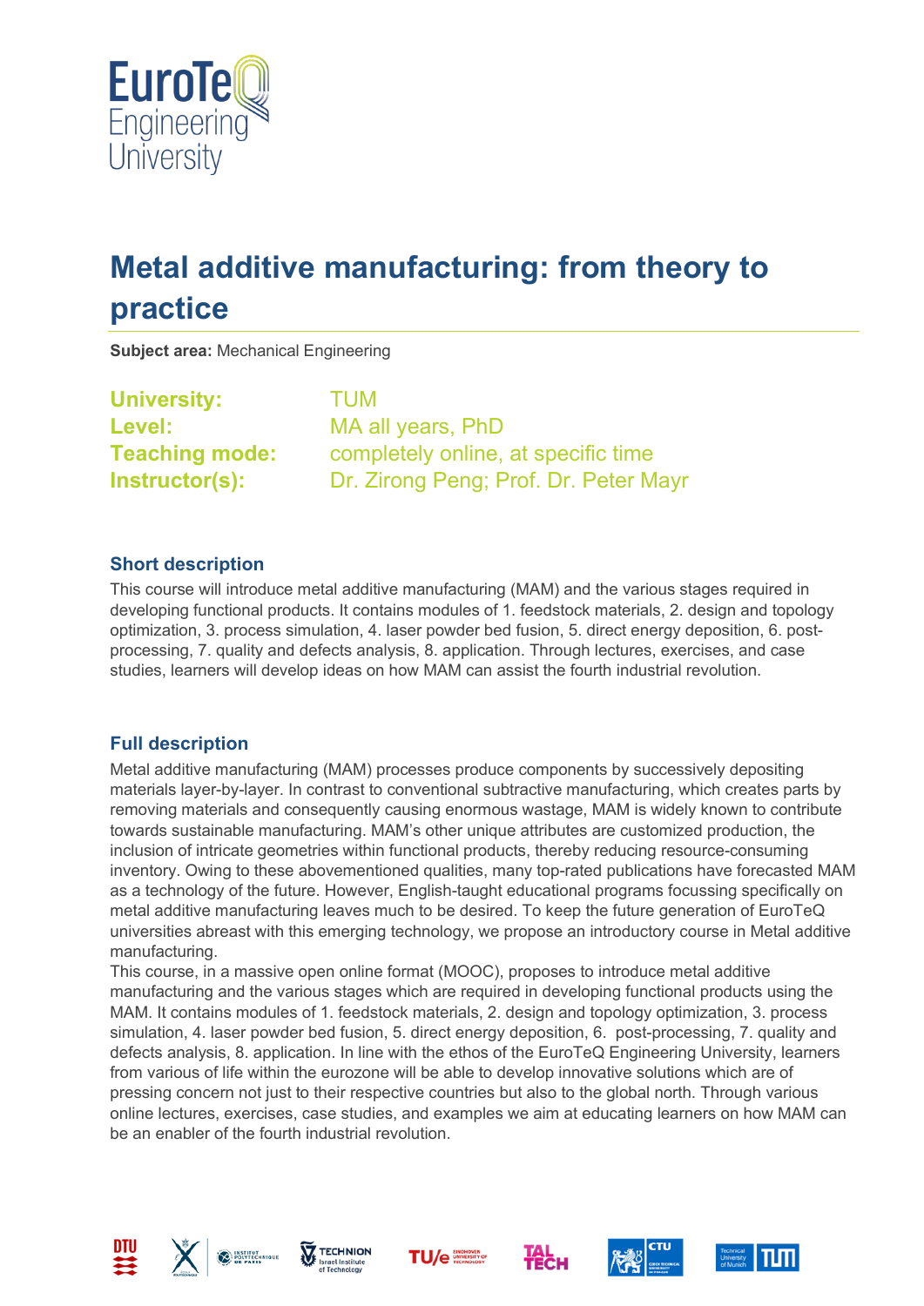# Metal additive manufacturing: from theory to practice

**Subject area:** Mechanical Engineering

**University:** TUM
**Level:** MA all years, PhD
**Teaching mode:** completely online, at specific time
**Instructor(s):** Dr. Zirong Peng; Prof. Dr. Peter Mayr

## Short description

This course will introduce metal additive manufacturing (MAM) and the various stages required in developing functional products. It contains modules of 1. feedstock materials, 2. design and topology optimization, 3. process simulation, 4. laser powder bed fusion, 5. direct energy deposition, 6. post-processing, 7. quality and defects analysis, 8. application. Through lectures, exercises, and case studies, learners will develop ideas on how MAM can assist the fourth industrial revolution.

## Full description

Metal additive manufacturing (MAM) processes produce components by successively depositing materials layer-by-layer. In contrast to conventional subtractive manufacturing, which creates parts by removing materials and consequently causing enormous wastage, MAM is widely known to contribute towards sustainable manufacturing. MAM's other unique attributes are customized production, the inclusion of intricate geometries within functional products, thereby reducing resource-consuming inventory. Owing to these abovementioned qualities, many top-rated publications have forecasted MAM as a technology of the future. However, English-taught educational programs focussing specifically on metal additive manufacturing leaves much to be desired. To keep the future generation of EuroTeQ universities abreast with this emerging technology, we propose an introductory course in Metal additive manufacturing.

This course, in a massive open online format (MOOC), proposes to introduce metal additive manufacturing and the various stages which are required in developing functional products using the MAM. It contains modules of 1. feedstock materials, 2. design and topology optimization, 3. process simulation, 4. laser powder bed fusion, 5. direct energy deposition, 6. post-processing, 7. quality and defects analysis, 8. application. In line with the ethos of the EuroTeQ Engineering University, learners from various of life within the eurozone will be able to develop innovative solutions which are of pressing concern not just to their respective countries but also to the global north. Through various online lectures, exercises, case studies, and examples we aim at educating learners on how MAM can be an enabler of the fourth industrial revolution.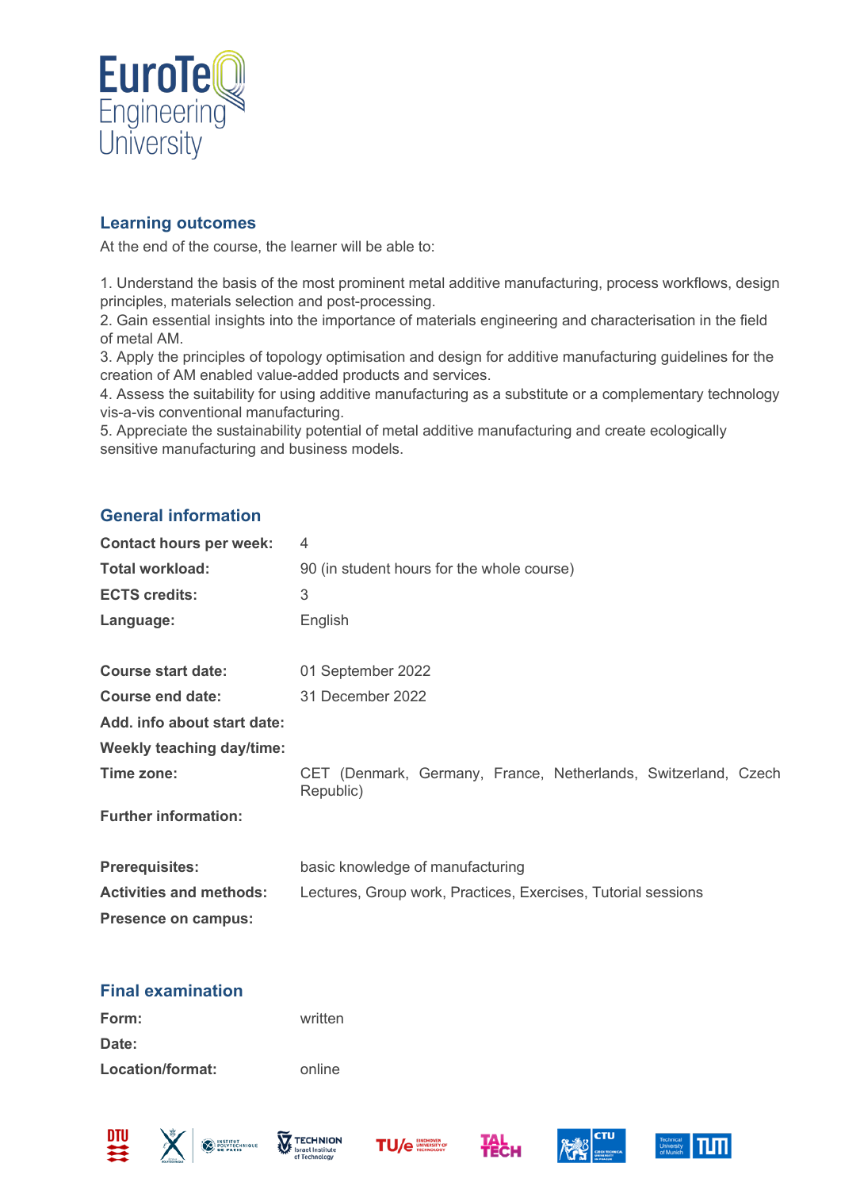## Learning outcomes

At the end of the course, the learner will be able to:

1. Understand the basis of the most prominent metal additive manufacturing, process workflows, design principles, materials selection and post-processing.
2. Gain essential insights into the importance of materials engineering and characterisation in the field of metal AM.
3. Apply the principles of topology optimisation and design for additive manufacturing guidelines for the creation of AM enabled value-added products and services.
4. Assess the suitability for using additive manufacturing as a substitute or a complementary technology vis-a-vis conventional manufacturing.
5. Appreciate the sustainability potential of metal additive manufacturing and create ecologically sensitive manufacturing and business models.

## General information

| | |
|---|---|
| **Contact hours per week:** | 4 |
| **Total workload:** | 90 (in student hours for the whole course) |
| **ECTS credits:** | 3 |
| **Language:** | English |
| **Course start date:** | 01 September 2022 |
| **Course end date:** | 31 December 2022 |
| **Add. info about start date:** | |
| **Weekly teaching day/time:** | |
| **Time zone:** | CET (Denmark, Germany, France, Netherlands, Switzerland, Czech Republic) |
| **Further information:** | |
| **Prerequisites:** | basic knowledge of manufacturing |
| **Activities and methods:** | Lectures, Group work, Practices, Exercises, Tutorial sessions |
| **Presence on campus:** | |

## Final examination

| | |
|---|---|
| **Form:** | written |
| **Date:** | |
| **Location/format:** | online |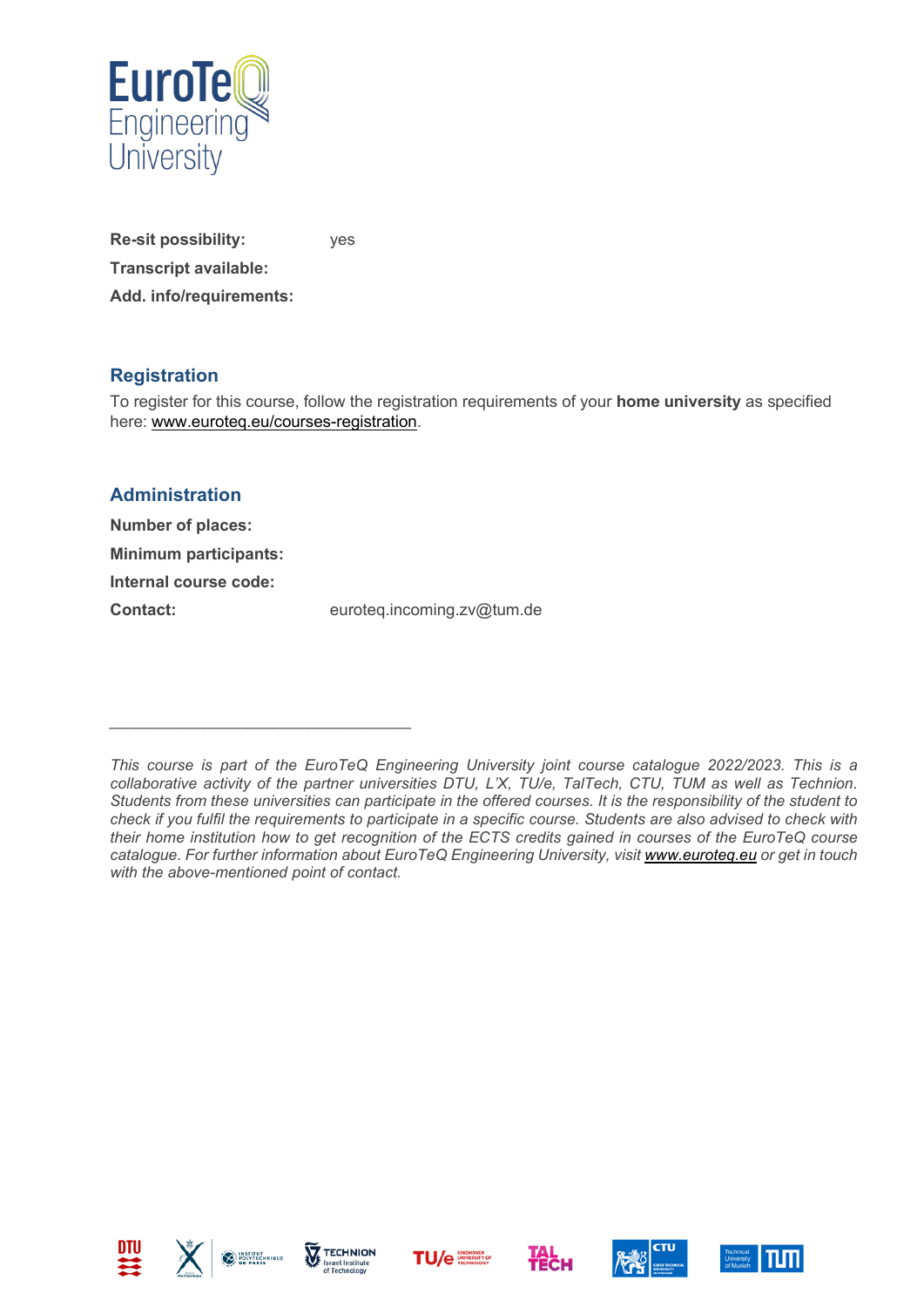**Re-sit possibility:** yes

**Transcript available:**

**Add. info/requirements:**

## Registration

To register for this course, follow the registration requirements of your **home university** as specified here: www.euroteq.eu/courses-registration.

## Administration

**Number of places:**

**Minimum participants:**

**Internal course code:**

**Contact:** euroteq.incoming.zv@tum.de

---

*This course is part of the EuroTeQ Engineering University joint course catalogue 2022/2023. This is a collaborative activity of the partner universities DTU, L'X, TU/e, TalTech, CTU, TUM as well as Technion. Students from these universities can participate in the offered courses. It is the responsibility of the student to check if you fulfil the requirements to participate in a specific course. Students are also advised to check with their home institution how to get recognition of the ECTS credits gained in courses of the EuroTeQ course catalogue. For further information about EuroTeQ Engineering University, visit www.euroteq.eu or get in touch with the above-mentioned point of contact.*